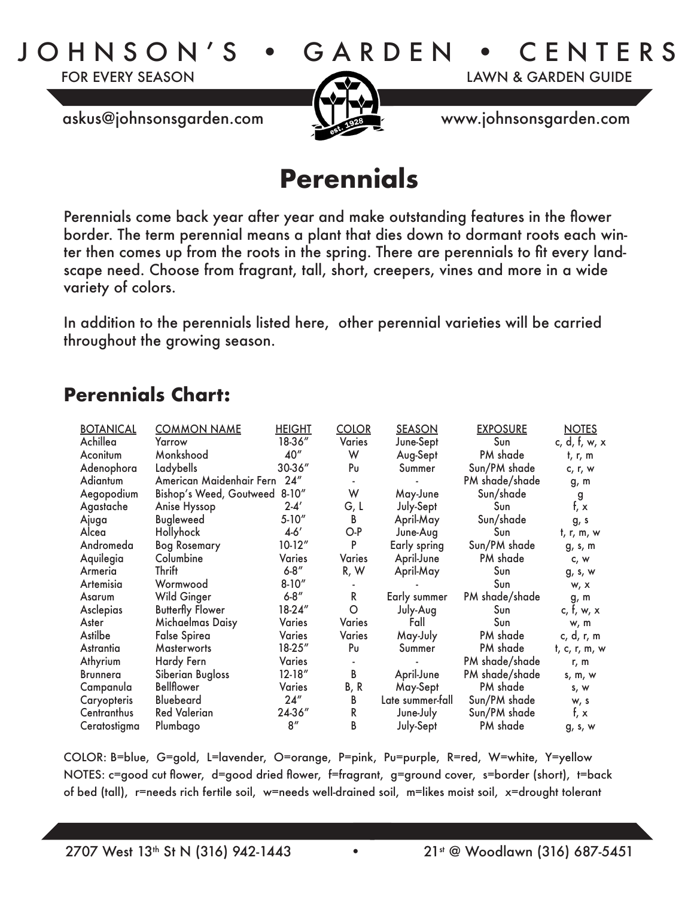# JOHNSON'S • GARDEN • CENTERS

FOR EVERY SEASON

LAWN & GARDEN GUIDE

askus@johnsonsgarden.com

www.johnsonsgarden.com

# Perennials

Perennials come back year after year and make outstanding features in the flower border. The term perennial means a plant that dies down to dormant roots each winter then comes up from the roots in the spring. There are perennials to fit every landscape need. Choose from fragrant, tall, short, creepers, vines and more in a wide variety of colors.

In addition to the perennials listed here, other perennial varieties will be carried throughout the growing season.

## Perennials Chart:

| BOTANICAL | COMMON NAME | HEIGHT | COLOR | SEASON | EXPOSURE | NOTES |
|---|---|---|---|---|---|---|
| Achillea | Yarrow | 18-36" | Varies | June-Sept | Sun | c, d, f, w, x |
| Aconitum | Monkshood | 40" | W | Aug-Sept | PM shade | t, r, m |
| Adenophora | Ladybells | 30-36" | Pu | Summer | Sun/PM shade | c, r, w |
| Adiantum | American Maidenhair Fern | 24" | - | - | PM shade/shade | g, m |
| Aegopodium | Bishop's Weed, Goutweed | 8-10" | W | May-June | Sun/shade | g |
| Agastache | Anise Hyssop | 2-4' | G, L | July-Sept | Sun | f, x |
| Ajuga | Bugleweed | 5-10" | B | April-May | Sun/shade | g, s |
| Alcea | Hollyhock | 4-6' | O-P | June-Aug | Sun | t, r, m, w |
| Andromeda | Bog Rosemary | 10-12" | P | Early spring | Sun/PM shade | g, s, m |
| Aquilegia | Columbine | Varies | Varies | April-June | PM shade | c, w |
| Armeria | Thrift | 6-8" | R, W | April-May | Sun | g, s, w |
| Artemisia | Wormwood | 8-10" | - | - | Sun | w, x |
| Asarum | Wild Ginger | 6-8" | R | Early summer | PM shade/shade | g, m |
| Asclepias | Butterfly Flower | 18-24" | O | July-Aug | Sun | c, f, w, x |
| Aster | Michaelmas Daisy | Varies | Varies | Fall | Sun | w, m |
| Astilbe | False Spirea | Varies | Varies | May-July | PM shade | c, d, r, m |
| Astrantia | Masterworts | 18-25" | Pu | Summer | PM shade | t, c, r, m, w |
| Athyrium | Hardy Fern | Varies | - | - | PM shade/shade | r, m |
| Brunnera | Siberian Bugloss | 12-18" | B | April-June | PM shade/shade | s, m, w |
| Campanula | Bellflower | Varies | B, R | May-Sept | PM shade | s, w |
| Caryopteris | Bluebeard | 24" | B | Late summer-fall | Sun/PM shade | w, s |
| Centranthus | Red Valerian | 24-36" | R | June-July | Sun/PM shade | f, x |
| Ceratostigma | Plumbago | 8" | B | July-Sept | PM shade | g, s, w |

COLOR: B=blue, G=gold, L=lavender, O=orange, P=pink, Pu=purple, R=red, W=white, Y=yellow

NOTES: c=good cut flower, d=good dried flower, f=fragrant, g=ground cover, s=border (short), t=back of bed (tall), r=needs rich fertile soil, w=needs well-drained soil, m=likes moist soil, x=drought tolerant

2707 West 13th St N (316) 942-1443 • 21st @ Woodlawn (316) 687-5451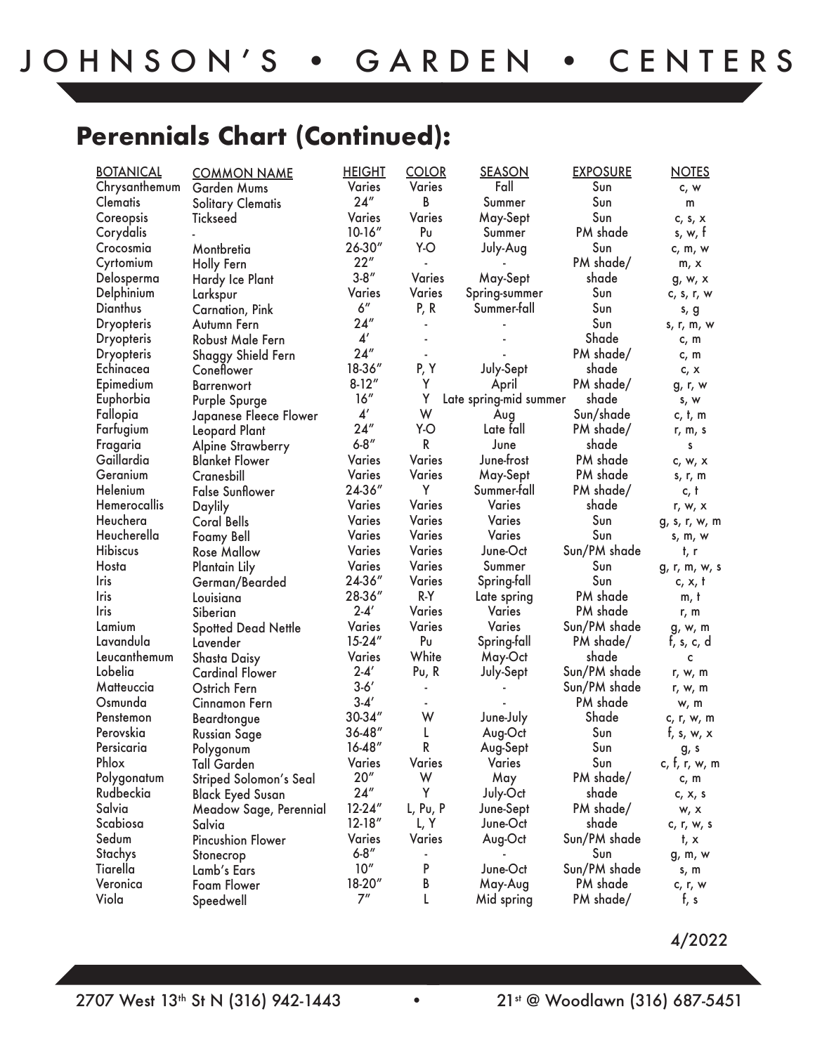# JOHNSON'S • GARDEN • CENTERS

## Perennials Chart (Continued):

| BOTANICAL | COMMON NAME | HEIGHT | COLOR | SEASON | EXPOSURE | NOTES |
|---|---|---|---|---|---|---|
| Chrysanthemum | Garden Mums | Varies | Varies | Fall | Sun | c, w |
| Clematis | Solitary Clematis | 24" | B | Summer | Sun | m |
| Coreopsis | Tickseed | Varies | Varies | May-Sept | Sun | c, s, x |
| Corydalis | - | 10-16" | Pu | Summer | PM shade | s, w, f |
| Crocosmia | Montbretia | 26-30" | Y-O | July-Aug | Sun | c, m, w |
| Cyrtomium | Holly Fern | 22" | - | - | PM shade/ | m, x |
| Delosperma | Hardy Ice Plant | 3-8" | Varies | May-Sept | shade | g, w, x |
| Delphinium | Larkspur | Varies | Varies | Spring-summer | Sun | c, s, r, w |
| Dianthus | Carnation, Pink | 6" | P, R | Summer-fall | Sun | s, g |
| Dryopteris | Autumn Fern | 24" | - | - | Sun | s, r, m, w |
| Dryopteris | Robust Male Fern | 4' | - | - | Shade | c, m |
| Dryopteris | Shaggy Shield Fern | 24" | - | - | PM shade/ | c, m |
| Echinacea | Coneflower | 18-36" | P, Y | July-Sept | shade | c, x |
| Epimedium | Barrenwort | 8-12" | Y | April | PM shade/ | g, r, w |
| Euphorbia | Purple Spurge | 16" | Y | Late spring-mid summer | shade | s, w |
| Fallopia | Japanese Fleece Flower | 4' | W | Aug | Sun/shade | c, t, m |
| Farfugium | Leopard Plant | 24" | Y-O | Late fall | PM shade/ | r, m, s |
| Fragaria | Alpine Strawberry | 6-8" | R | June | shade | s |
| Gaillardia | Blanket Flower | Varies | Varies | June-frost | PM shade | c, w, x |
| Geranium | Cranesbill | Varies | Varies | May-Sept | PM shade | s, r, m |
| Helenium | False Sunflower | 24-36" | Y | Summer-fall | PM shade/ | c, t |
| Hemerocallis | Daylily | Varies | Varies | Varies | shade | r, w, x |
| Heuchera | Coral Bells | Varies | Varies | Varies | Sun | g, s, r, w, m |
| Heucherella | Foamy Bell | Varies | Varies | Varies | Sun | s, m, w |
| Hibiscus | Rose Mallow | Varies | Varies | June-Oct | Sun/PM shade | t, r |
| Hosta | Plantain Lily | Varies | Varies | Summer | Sun | g, r, m, w, s |
| Iris | German/Bearded | 24-36" | Varies | Spring-fall | Sun | c, x, t |
| Iris | Louisiana | 28-36" | R-Y | Late spring | PM shade | m, t |
| Iris | Siberian | 2-4' | Varies | Varies | PM shade | r, m |
| Lamium | Spotted Dead Nettle | Varies | Varies | Varies | Sun/PM shade | g, w, m |
| Lavandula | Lavender | 15-24" | Pu | Spring-fall | PM shade/ | f, s, c, d |
| Leucanthemum | Shasta Daisy | Varies | White | May-Oct | shade | c |
| Lobelia | Cardinal Flower | 2-4' | Pu, R | July-Sept | Sun/PM shade | r, w, m |
| Matteuccia | Ostrich Fern | 3-6' | - | - | Sun/PM shade | r, w, m |
| Osmunda | Cinnamon Fern | 3-4' | - | - | PM shade | w, m |
| Penstemon | Beardtongue | 30-34" | W | June-July | Shade | c, r, w, m |
| Perovskia | Russian Sage | 36-48" | L | Aug-Oct | Sun | f, s, w, x |
| Persicaria | Polygonum | 16-48" | R | Aug-Sept | Sun | g, s |
| Phlox | Tall Garden | Varies | Varies | Varies | Sun | c, f, r, w, m |
| Polygonatum | Striped Solomon's Seal | 20" | W | May | PM shade/ | c, m |
| Rudbeckia | Black Eyed Susan | 24" | Y | July-Oct | shade | c, x, s |
| Salvia | Meadow Sage, Perennial | 12-24" | L, Pu, P | June-Sept | PM shade/ | w, x |
| Scabiosa | Salvia | 12-18" | L, Y | June-Oct | shade | c, r, w, s |
| Sedum | Pincushion Flower | Varies | Varies | Aug-Oct | Sun/PM shade | t, x |
| Stachys | Stonecrop | 6-8" | - | - | Sun | g, m, w |
| Tiarella | Lamb's Ears | 10" | P | June-Oct | Sun/PM shade | s, m |
| Veronica | Foam Flower | 18-20" | B | May-Aug | PM shade | c, r, w |
| Viola | Speedwell | 7" | L | Mid spring | PM shade/ | f, s |

4/2022

2707 West 13th St N (316) 942-1443 • 21st @ Woodlawn (316) 687-5451